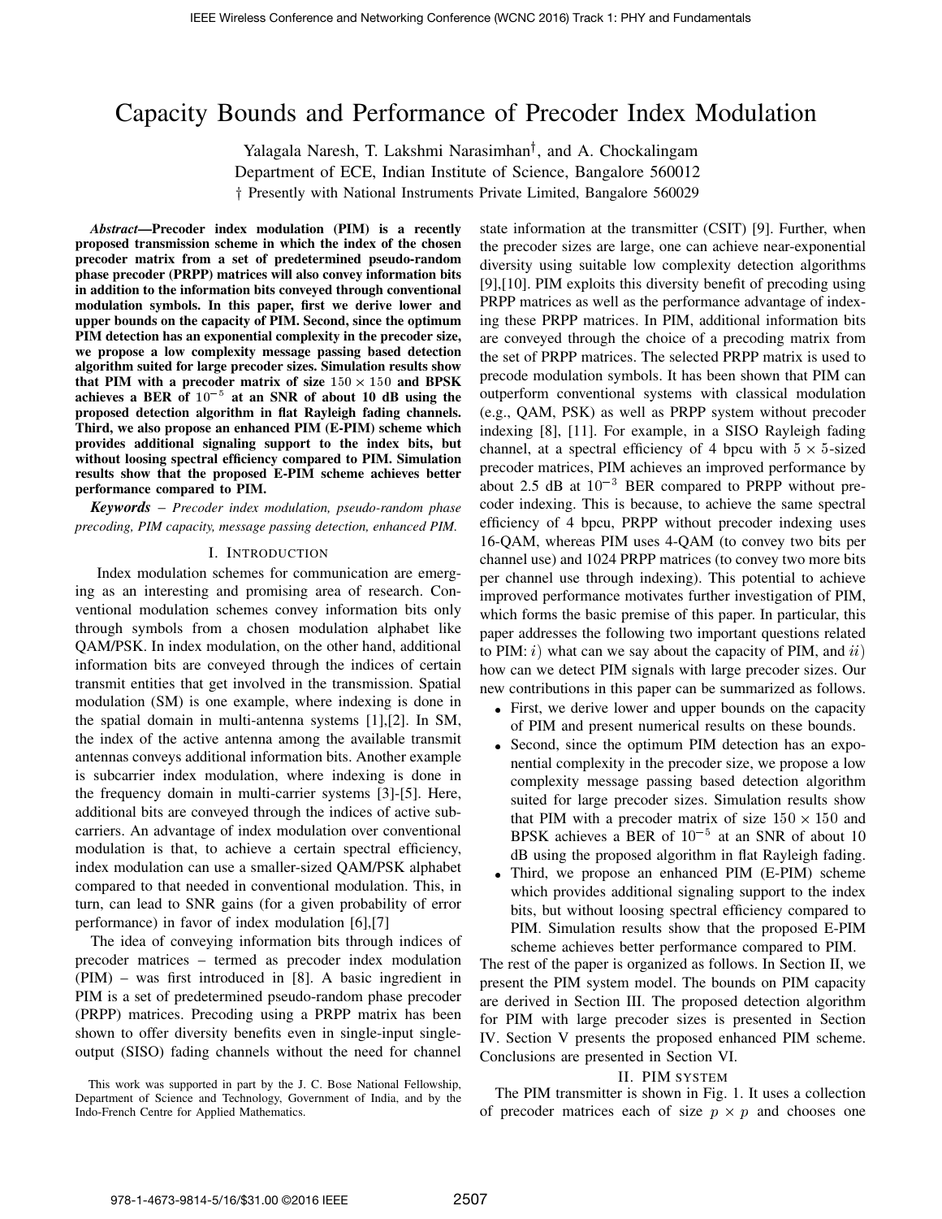# Capacity Bounds and Performance of Precoder Index Modulation

Yalagala Naresh, T. Lakshmi Narasimhan[†], and A. Chockalingam
Department of ECE, Indian Institute of Science, Bangalore 560012
† Presently with National Instruments Private Limited, Bangalore 560029

***Abstract*—Precoder index modulation (PIM) is a recently proposed transmission scheme in which the index of the chosen precoder matrix from a set of predetermined pseudo-random phase precoder (PRPP) matrices will also convey information bits in addition to the information bits conveyed through conventional modulation symbols. In this paper, first we derive lower and upper bounds on the capacity of PIM. Second, since the optimum PIM detection has an exponential complexity in the precoder size, we propose a low complexity message passing based detection algorithm suited for large precoder sizes. Simulation results show that PIM with a precoder matrix of size $150 \times 150$ and BPSK achieves a BER of $10^{-5}$ at an SNR of about 10 dB using the proposed detection algorithm in flat Rayleigh fading channels. Third, we also propose an enhanced PIM (E-PIM) scheme which provides additional signaling support to the index bits, but without loosing spectral efficiency compared to PIM. Simulation results show that the proposed E-PIM scheme achieves better performance compared to PIM.**

***Keywords*** – *Precoder index modulation, pseudo-random phase precoding, PIM capacity, message passing detection, enhanced PIM.*

## I. Introduction

Index modulation schemes for communication are emerging as an interesting and promising area of research. Conventional modulation schemes convey information bits only through symbols from a chosen modulation alphabet like QAM/PSK. In index modulation, on the other hand, additional information bits are conveyed through the indices of certain transmit entities that get involved in the transmission. Spatial modulation (SM) is one example, where indexing is done in the spatial domain in multi-antenna systems [1],[2]. In SM, the index of the active antenna among the available transmit antennas conveys additional information bits. Another example is subcarrier index modulation, where indexing is done in the frequency domain in multi-carrier systems [3]-[5]. Here, additional bits are conveyed through the indices of active subcarriers. An advantage of index modulation over conventional modulation is that, to achieve a certain spectral efficiency, index modulation can use a smaller-sized QAM/PSK alphabet compared to that needed in conventional modulation. This, in turn, can lead to SNR gains (for a given probability of error performance) in favor of index modulation [6],[7]

The idea of conveying information bits through indices of precoder matrices – termed as precoder index modulation (PIM) – was first introduced in [8]. A basic ingredient in PIM is a set of predetermined pseudo-random phase precoder (PRPP) matrices. Precoding using a PRPP matrix has been shown to offer diversity benefits even in single-input single-output (SISO) fading channels without the need for channel state information at the transmitter (CSIT) [9]. Further, when the precoder sizes are large, one can achieve near-exponential diversity using suitable low complexity detection algorithms [9],[10]. PIM exploits this diversity benefit of precoding using PRPP matrices as well as the performance advantage of indexing these PRPP matrices. In PIM, additional information bits are conveyed through the choice of a precoding matrix from the set of PRPP matrices. The selected PRPP matrix is used to precode modulation symbols. It has been shown that PIM can outperform conventional systems with classical modulation (e.g., QAM, PSK) as well as PRPP system without precoder indexing [8], [11]. For example, in a SISO Rayleigh fading channel, at a spectral efficiency of 4 bpcu with $5 \times 5$-sized precoder matrices, PIM achieves an improved performance by about 2.5 dB at $10^{-3}$ BER compared to PRPP without precoder indexing. This is because, to achieve the same spectral efficiency of 4 bpcu, PRPP without precoder indexing uses 16-QAM, whereas PIM uses 4-QAM (to convey two bits per channel use) and 1024 PRPP matrices (to convey two more bits per channel use through indexing). This potential to achieve improved performance motivates further investigation of PIM, which forms the basic premise of this paper. In particular, this paper addresses the following two important questions related to PIM: $i$) what can we say about the capacity of PIM, and $ii$) how can we detect PIM signals with large precoder sizes. Our new contributions in this paper can be summarized as follows.

- First, we derive lower and upper bounds on the capacity of PIM and present numerical results on these bounds.
- Second, since the optimum PIM detection has an exponential complexity in the precoder size, we propose a low complexity message passing based detection algorithm suited for large precoder sizes. Simulation results show that PIM with a precoder matrix of size $150 \times 150$ and BPSK achieves a BER of $10^{-5}$ at an SNR of about 10 dB using the proposed algorithm in flat Rayleigh fading.
- Third, we propose an enhanced PIM (E-PIM) scheme which provides additional signaling support to the index bits, but without loosing spectral efficiency compared to PIM. Simulation results show that the proposed E-PIM scheme achieves better performance compared to PIM.

The rest of the paper is organized as follows. In Section II, we present the PIM system model. The bounds on PIM capacity are derived in Section III. The proposed detection algorithm for PIM with large precoder sizes is presented in Section IV. Section V presents the proposed enhanced PIM scheme. Conclusions are presented in Section VI.

## II. PIM system

The PIM transmitter is shown in Fig. 1. It uses a collection of precoder matrices each of size $p \times p$ and chooses one

This work was supported in part by the J. C. Bose National Fellowship, Department of Science and Technology, Government of India, and by the Indo-French Centre for Applied Mathematics.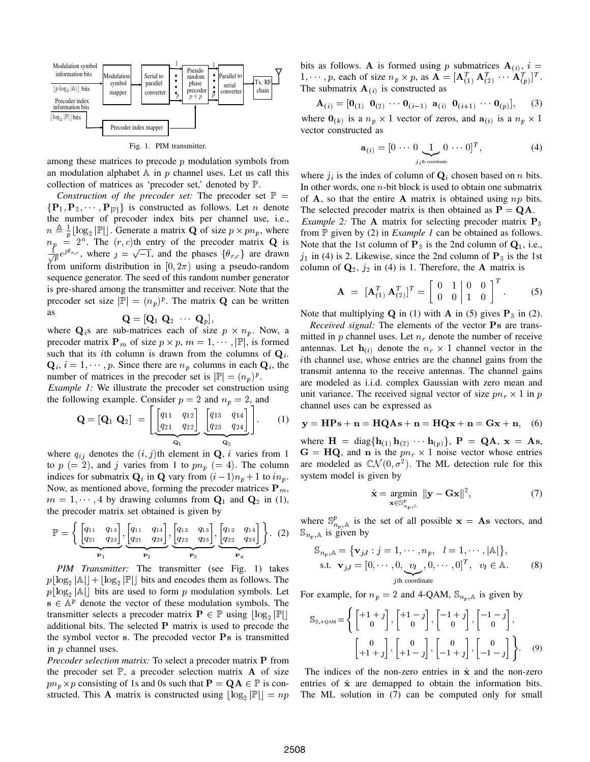Fig. 1. PIM transmitter.

among these matrices to precode $p$ modulation symbols from an modulation alphabet $\mathbb{A}$ in $p$ channel uses. Let us call this collection of matrices as 'precoder set,' denoted by $\mathbb{P}$.

*Construction of the precoder set:* The precoder set $\mathbb{P} = \{\mathbf{P}_1, \mathbf{P}_2, \cdots, \mathbf{P}_{|\mathbb{P}|}\}$ is constructed as follows. Let $n$ denote the number of precoder index bits per channel use, i.e., $n \triangleq \frac{1}{p}\lfloor \log_2 |\mathbb{P}| \rfloor$. Generate a matrix $\mathbf{Q}$ of size $p \times pn_p$, where $n_p = 2^n$. The $(r, c)$th entry of the precoder matrix $\mathbf{Q}$ is $\frac{1}{\sqrt{p}} e^{\jmath \theta_{r,c}}$, where $\jmath = \sqrt{-1}$, and the phases $\{\theta_{r,c}\}$ are drawn from uniform distribution in $[0, 2\pi)$ using a pseudo-random sequence generator. The seed of this random number generator is pre-shared among the transmitter and receiver. Note that the precoder set size $|\mathbb{P}| = (n_p)^p$. The matrix $\mathbf{Q}$ can be written as

$$\mathbf{Q} = [\mathbf{Q}_1 \ \mathbf{Q}_2 \ \cdots \ \mathbf{Q}_p],$$

where $\mathbf{Q}_i$s are sub-matrices each of size $p \times n_p$. Now, a precoder matrix $\mathbf{P}_m$ of size $p \times p$, $m = 1, \cdots, |\mathbb{P}|$, is formed such that its $i$th column is drawn from the columns of $\mathbf{Q}_i$. $\mathbf{Q}_i$, $i = 1, \cdots, p$. Since there are $n_p$ columns in each $\mathbf{Q}_i$, the number of matrices in the precoder set is $|\mathbb{P}| = (n_p)^p$.

*Example 1:* We illustrate the precoder set construction using the following example. Consider $p = 2$ and $n_p = 2$, and

$$\mathbf{Q} = [\mathbf{Q}_1 \ \mathbf{Q}_2] = \left[ \underbrace{\begin{bmatrix} q_{11} & q_{12} \\ q_{21} & q_{22} \end{bmatrix}}_{\mathbf{Q}_1} \underbrace{\begin{bmatrix} q_{13} & q_{14} \\ q_{23} & q_{24} \end{bmatrix}}_{\mathbf{Q}_2} \right]. \quad (1)$$

where $q_{ij}$ denotes the $(i, j)$th element in $\mathbf{Q}$, $i$ varies from 1 to $p$ $(= 2)$, and $j$ varies from 1 to $pn_p$ $(= 4)$. The column indices for submatrix $\mathbf{Q}_i$ in $\mathbf{Q}$ vary from $(i-1)n_p + 1$ to $in_p$. Now, as mentioned above, forming the precoder matrices $\mathbf{P}_m$, $m = 1, \cdots, 4$ by drawing columns from $\mathbf{Q}_1$ and $\mathbf{Q}_2$ in (1), the precoder matrix set obtained is given by

$$\mathbb{P} = \left\{ \underbrace{\begin{bmatrix} q_{11} & q_{13} \\ q_{21} & q_{23} \end{bmatrix}}_{\mathbf{P}_1}, \underbrace{\begin{bmatrix} q_{11} & q_{14} \\ q_{21} & q_{24} \end{bmatrix}}_{\mathbf{P}_2}, \underbrace{\begin{bmatrix} q_{12} & q_{13} \\ q_{22} & q_{23} \end{bmatrix}}_{\mathbf{P}_3}, \underbrace{\begin{bmatrix} q_{12} & q_{14} \\ q_{22} & q_{24} \end{bmatrix}}_{\mathbf{P}_4} \right\}. \quad (2)$$

*PIM Transmitter:* The transmitter (see Fig. 1) takes $p\lfloor \log_2 |\mathbb{A}| \rfloor + \lfloor \log_2 |\mathbb{P}| \rfloor$ bits and encodes them as follows. The $p\lfloor \log_2 |\mathbb{A}| \rfloor$ bits are used to form $p$ modulation symbols. Let $\mathbf{s} \in \mathbb{A}^p$ denote the vector of these modulation symbols. The transmitter selects a precoder matrix $\mathbf{P} \in \mathbb{P}$ using $\lfloor \log_2 |\mathbb{P}| \rfloor$ additional bits. The selected $\mathbf{P}$ matrix is used to precode the the symbol vector $\mathbf{s}$. The precoded vector $\mathbf{Ps}$ is transmitted in $p$ channel uses.

*Precoder selection matrix:* To select a precoder matrix $\mathbf{P}$ from the precoder set $\mathbb{P}$, a precoder selection matrix $\mathbf{A}$ of size $pn_p \times p$ consisting of 1s and 0s such that $\mathbf{P} = \mathbf{QA} \in \mathbb{P}$ is constructed. This $\mathbf{A}$ matrix is constructed using $\lfloor \log_2 |\mathbb{P}| \rfloor = np$ bits as follows. $\mathbf{A}$ is formed using $p$ submatrices $\mathbf{A}_{(i)}$, $i = 1, \cdots, p$, each of size $n_p \times p$, as $\mathbf{A} = [\mathbf{A}_{(1)}^T \ \mathbf{A}_{(2)}^T \ \cdots \ \mathbf{A}_{(p)}^T]^T$. The submatrix $\mathbf{A}_{(i)}$ is constructed as

$$\mathbf{A}_{(i)} = [\mathbf{0}_{(1)} \ \ \mathbf{0}_{(2)} \ \cdots \ \mathbf{0}_{(i-1)} \ \ \mathbf{a}_{(i)} \ \ \mathbf{0}_{(i+1)} \ \cdots \ \mathbf{0}_{(p)}], \quad (3)$$

where $\mathbf{0}_{(k)}$ is a $n_p \times 1$ vector of zeros, and $\mathbf{a}_{(i)}$ is a $n_p \times 1$ vector constructed as

$$\mathbf{a}_{(i)} = [0 \cdots 0 \underbrace{1}_{j_i\text{th coordinate}} 0 \cdots 0]^T, \quad (4)$$

where $j_i$ is the index of column of $\mathbf{Q}_i$ chosen based on $n$ bits. In other words, one $n$-bit block is used to obtain one submatrix of $\mathbf{A}$, so that the entire $\mathbf{A}$ matrix is obtained using $np$ bits. The selected precoder matrix is then obtained as $\mathbf{P} = \mathbf{QA}$.

*Example 2:* The $\mathbf{A}$ matrix for selecting precoder matrix $\mathbf{P}_3$ from $\mathbb{P}$ given by (2) in *Example 1* can be obtained as follows. Note that the 1st column of $\mathbf{P}_3$ is the 2nd column of $\mathbf{Q}_1$, i.e., $j_1$ in (4) is 2. Likewise, since the 2nd column of $\mathbf{P}_3$ is the 1st column of $\mathbf{Q}_2$, $j_2$ in (4) is 1. Therefore, the $\mathbf{A}$ matrix is

$$\mathbf{A} = [\mathbf{A}_{(1)}^T \ \mathbf{A}_{(2)}^T]^T = \left[ \begin{array}{cc|cc} 0 & 1 & 0 & 0 \\ 0 & 0 & 1 & 0 \end{array} \right]^T. \quad (5)$$

Note that multiplying $\mathbf{Q}$ in (1) with $\mathbf{A}$ in (5) gives $\mathbf{P}_3$ in (2).

*Received signal:* The elements of the vector $\mathbf{Ps}$ are transmitted in $p$ channel uses. Let $n_r$ denote the number of receive antennas. Let $\mathbf{h}_{(i)}$ denote the $n_r \times 1$ channel vector in the $i$th channel use, whose entries are the channel gains from the transmit antenna to the receive antennas. The channel gains are modeled as i.i.d. complex Gaussian with zero mean and unit variance. The received signal vector of size $pn_r \times 1$ in $p$ channel uses can be expressed as

$$\mathbf{y} = \mathbf{HPs} + \mathbf{n} = \mathbf{HQAs} + \mathbf{n} = \mathbf{HQx} + \mathbf{n} = \mathbf{Gx} + \mathbf{n}, \quad (6)$$

where $\mathbf{H} = \text{diag}\{\mathbf{h}_{(1)} \, \mathbf{h}_{(2)} \cdots \mathbf{h}_{(p)}\}$, $\mathbf{P} = \mathbf{QA}$, $\mathbf{x} = \mathbf{As}$, $\mathbf{G} = \mathbf{HQ}$, and $\mathbf{n}$ is the $pn_r \times 1$ noise vector whose entries are modeled as $\mathcal{CN}(0, \sigma^2)$. The ML detection rule for this system model is given by

$$\hat{\mathbf{x}} = \underset{\mathbf{x} \in \mathbb{S}_{n_p,\mathbb{A}}^p}{\text{argmin}} \ \|\mathbf{y} - \mathbf{Gx}\|^2, \quad (7)$$

where $\mathbb{S}_{n_p,\mathbb{A}}^p$ is the set of all possible $\mathbf{x} = \mathbf{As}$ vectors, and $\mathbb{S}_{n_p,\mathbb{A}}$ is given by

$$\mathbb{S}_{n_p,\mathbb{A}} = \{\mathbf{v}_{j,l} : j = 1, \cdots, n_p, \ \ l = 1, \cdots, |\mathbb{A}|\},$$
$$\text{s.t.} \ \ \mathbf{v}_{j,l} = [0, \cdots, 0, \underbrace{v_l}_{j\text{th coordinate}}, 0, \cdots, 0]^T, \ \ v_l \in \mathbb{A}. \quad (8)$$

For example, for $n_p = 2$ and 4-QAM, $\mathbb{S}_{n_p,\mathbb{A}}$ is given by

$$\mathbb{S}_{2,\text{4-QAM}} = \left\{ \begin{bmatrix} +1+\jmath \\ 0 \end{bmatrix}, \begin{bmatrix} +1-\jmath \\ 0 \end{bmatrix}, \begin{bmatrix} -1+\jmath \\ 0 \end{bmatrix}, \begin{bmatrix} -1-\jmath \\ 0 \end{bmatrix}, \right.$$
$$\left. \begin{bmatrix} 0 \\ +1+\jmath \end{bmatrix}, \begin{bmatrix} 0 \\ +1-\jmath \end{bmatrix}, \begin{bmatrix} 0 \\ -1+\jmath \end{bmatrix}, \begin{bmatrix} 0 \\ -1-\jmath \end{bmatrix} \right\}. \quad (9)$$

The indices of the non-zero entries in $\hat{\mathbf{x}}$ and the non-zero entries of $\hat{\mathbf{x}}$ are demapped to obtain the information bits. The ML solution in (7) can be computed only for small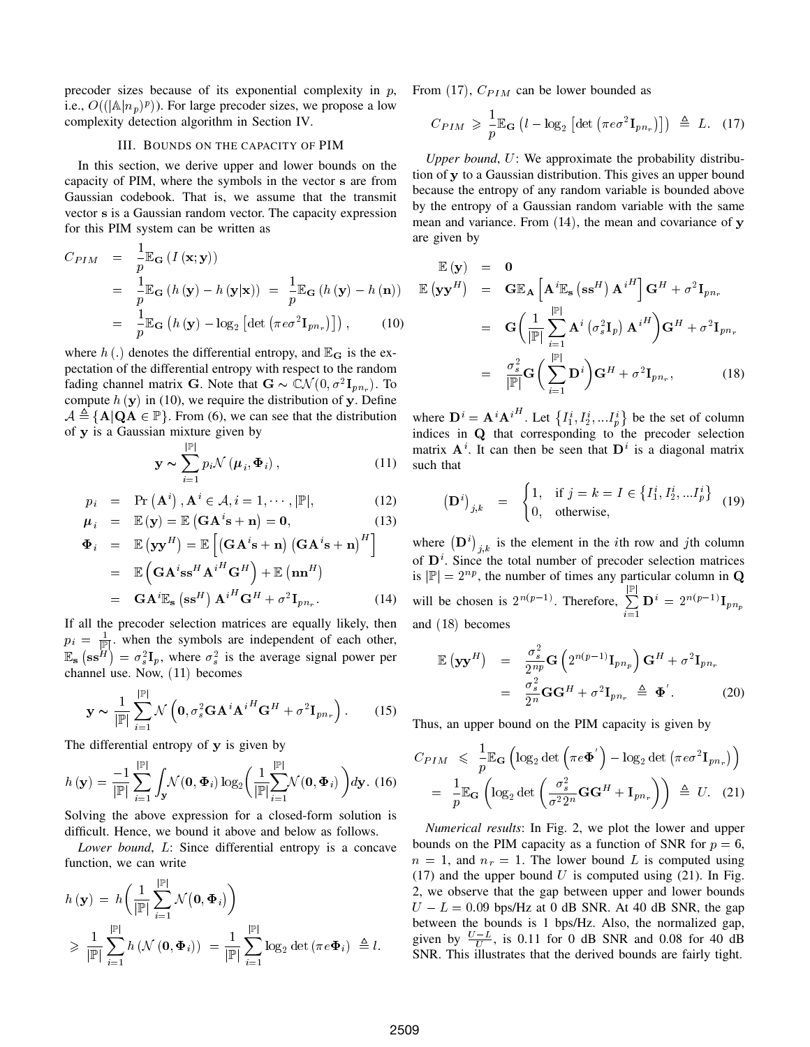precoder sizes because of its exponential complexity in $p$, i.e., $O((|\mathbb{A}|n_p)^p))$. For large precoder sizes, we propose a low complexity detection algorithm in Section IV.

## III. Bounds on the capacity of PIM

In this section, we derive upper and lower bounds on the capacity of PIM, where the symbols in the vector $\mathbf{s}$ are from Gaussian codebook. That is, we assume that the transmit vector $\mathbf{s}$ is a Gaussian random vector. The capacity expression for this PIM system can be written as

$$
\begin{aligned}
C_{PIM} &= \frac{1}{p}\mathbb{E}_{\mathbf{G}}\left(I\left(\mathbf{x};\mathbf{y}\right)\right) \\
&= \frac{1}{p}\mathbb{E}_{\mathbf{G}}\left(h\left(\mathbf{y}\right) - h\left(\mathbf{y}|\mathbf{x}\right)\right) = \frac{1}{p}\mathbb{E}_{\mathbf{G}}\left(h\left(\mathbf{y}\right) - h\left(\mathbf{n}\right)\right) \\
&= \frac{1}{p}\mathbb{E}_{\mathbf{G}}\left(h\left(\mathbf{y}\right) - \log_2\left[\det\left(\pi e \sigma^2 \mathbf{I}_{pn_r}\right)\right]\right), \quad (10)
\end{aligned}
$$

where $h\left(.\right)$ denotes the differential entropy, and $\mathbb{E}_{\mathbf{G}}$ is the expectation of the differential entropy with respect to the random fading channel matrix $\mathbf{G}$. Note that $\mathbf{G} \sim \mathbb{CN}(0, \sigma^2\mathbf{I}_{pn_r})$. To compute $h\left(\mathbf{y}\right)$ in (10), we require the distribution of $\mathbf{y}$. Define $\mathcal{A} \triangleq \{\mathbf{A}|\mathbf{QA} \in \mathbb{P}\}$. From (6), we can see that the distribution of $\mathbf{y}$ is a Gaussian mixture given by

$$
\mathbf{y} \sim \sum_{i=1}^{|\mathbb{P}|} p_i \mathcal{N}\left(\boldsymbol{\mu}_i, \boldsymbol{\Phi}_i\right), \quad (11)
$$

$$
\begin{aligned}
p_i &= \Pr\left(\mathbf{A}^i\right), \mathbf{A}^i \in \mathcal{A}, i = 1, \cdots, |\mathbb{P}|, \quad (12) \\
\boldsymbol{\mu}_i &= \mathbb{E}\left(\mathbf{y}\right) = \mathbb{E}\left(\mathbf{GA}^i\mathbf{s} + \mathbf{n}\right) = \mathbf{0}, \quad (13) \\
\boldsymbol{\Phi}_i &= \mathbb{E}\left(\mathbf{yy}^H\right) = \mathbb{E}\left[\left(\mathbf{GA}^i\mathbf{s} + \mathbf{n}\right)\left(\mathbf{GA}^i\mathbf{s} + \mathbf{n}\right)^H\right] \\
&= \mathbb{E}\left(\mathbf{GA}^i\mathbf{ss}^H{\mathbf{A}^i}^H\mathbf{G}^H\right) + \mathbb{E}\left(\mathbf{nn}^H\right) \\
&= \mathbf{GA}^i\mathbb{E}_{\mathbf{s}}\left(\mathbf{ss}^H\right){\mathbf{A}^i}^H\mathbf{G}^H + \sigma^2\mathbf{I}_{pn_r}. \quad (14)
\end{aligned}
$$

If all the precoder selection matrices are equally likely, then $p_i = \frac{1}{|\mathbb{P}|}$. when the symbols are independent of each other, $\mathbb{E}_{\mathbf{s}}\left(\mathbf{ss}^H\right) = \sigma_s^2\mathbf{I}_p$, where $\sigma_s^2$ is the average signal power per channel use. Now, (11) becomes

$$
\mathbf{y} \sim \frac{1}{|\mathbb{P}|}\sum_{i=1}^{|\mathbb{P}|}\mathcal{N}\left(\mathbf{0}, \sigma_s^2\mathbf{GA}^i{\mathbf{A}^i}^H\mathbf{G}^H + \sigma^2\mathbf{I}_{pn_r}\right). \quad (15)
$$

The differential entropy of $\mathbf{y}$ is given by

$$
h\left(\mathbf{y}\right) = \frac{-1}{|\mathbb{P}|}\sum_{i=1}^{|\mathbb{P}|}\int_{\mathbf{y}}\mathcal{N}(\mathbf{0}, \boldsymbol{\Phi}_i)\log_2\left(\frac{1}{|\mathbb{P}|}\sum_{i=1}^{|\mathbb{P}|}\mathcal{N}(\mathbf{0}, \boldsymbol{\Phi}_i)\right)d\mathbf{y}. \quad (16)
$$

Solving the above expression for a closed-form solution is difficult. Hence, we bound it above and below as follows.

*Lower bound*, $L$: Since differential entropy is a concave function, we can write

$$
\begin{aligned}
h\left(\mathbf{y}\right) &= h\left(\frac{1}{|\mathbb{P}|}\sum_{i=1}^{|\mathbb{P}|}\mathcal{N}\left(\mathbf{0}, \boldsymbol{\Phi}_i\right)\right) \\
&\geqslant \frac{1}{|\mathbb{P}|}\sum_{i=1}^{|\mathbb{P}|}h\left(\mathcal{N}\left(\mathbf{0}, \boldsymbol{\Phi}_i\right)\right) = \frac{1}{|\mathbb{P}|}\sum_{i=1}^{|\mathbb{P}|}\log_2\det\left(\pi e \boldsymbol{\Phi}_i\right) \triangleq l.
\end{aligned}
$$

From (17), $C_{PIM}$ can be lower bounded as

$$
C_{PIM} \geqslant \frac{1}{p}\mathbb{E}_{\mathbf{G}}\left(l - \log_2\left[\det\left(\pi e \sigma^2\mathbf{I}_{pn_r}\right)\right]\right) \triangleq L. \quad (17)
$$

*Upper bound*, $U$: We approximate the probability distribution of $\mathbf{y}$ to a Gaussian distribution. This gives an upper bound because the entropy of any random variable is bounded above by the entropy of a Gaussian random variable with the same mean and variance. From (14), the mean and covariance of $\mathbf{y}$ are given by

$$
\begin{aligned}
\mathbb{E}\left(\mathbf{y}\right) &= \mathbf{0} \\
\mathbb{E}\left(\mathbf{yy}^H\right) &= \mathbf{G}\mathbb{E}_{\mathbf{A}}\left[\mathbf{A}^i\mathbb{E}_{\mathbf{s}}\left(\mathbf{ss}^H\right){\mathbf{A}^i}^H\right]\mathbf{G}^H + \sigma^2\mathbf{I}_{pn_r} \\
&= \mathbf{G}\left(\frac{1}{|\mathbb{P}|}\sum_{i=1}^{|\mathbb{P}|}\mathbf{A}^i\left(\sigma_s^2\mathbf{I}_p\right){\mathbf{A}^i}^H\right)\mathbf{G}^H + \sigma^2\mathbf{I}_{pn_r} \\
&= \frac{\sigma_s^2}{|\mathbb{P}|}\mathbf{G}\left(\sum_{i=1}^{|\mathbb{P}|}\mathbf{D}^i\right)\mathbf{G}^H + \sigma^2\mathbf{I}_{pn_r}, \quad (18)
\end{aligned}
$$

where $\mathbf{D}^i = \mathbf{A}^i{\mathbf{A}^i}^H$. Let $\left\{I_1^i, I_2^i, ...I_p^i\right\}$ be the set of column indices in $\mathbf{Q}$ that corresponding to the precoder selection matrix $\mathbf{A}^i$. It can then be seen that $\mathbf{D}^i$ is a diagonal matrix such that

$$
\left(\mathbf{D}^i\right)_{j,k} = \begin{cases} 1, & \text{if } j = k = I \in \left\{I_1^i, I_2^i, ...I_p^i\right\} \\ 0, & \text{otherwise,} \end{cases} \quad (19)
$$

where $\left(\mathbf{D}^i\right)_{j,k}$ is the element in the $i$th row and $j$th column of $\mathbf{D}^i$. Since the total number of precoder selection matrices is $|\mathbb{P}| = 2^{np}$, the number of times any particular column in $\mathbf{Q}$ will be chosen is $2^{n(p-1)}$. Therefore, $\sum_{i=1}^{|\mathbb{P}|}\mathbf{D}^i = 2^{n(p-1)}\mathbf{I}_{pn_p}$ and (18) becomes

$$
\begin{aligned}
\mathbb{E}\left(\mathbf{yy}^H\right) &= \frac{\sigma_s^2}{2^{np}}\mathbf{G}\left(2^{n(p-1)}\mathbf{I}_{pn_p}\right)\mathbf{G}^H + \sigma^2\mathbf{I}_{pn_r} \\
&= \frac{\sigma_s^2}{2^n}\mathbf{GG}^H + \sigma^2\mathbf{I}_{pn_r} \triangleq \boldsymbol{\Phi}'. \quad (20)
\end{aligned}
$$

Thus, an upper bound on the PIM capacity is given by

$$
\begin{aligned}
C_{PIM} &\leqslant \frac{1}{p}\mathbb{E}_{\mathbf{G}}\left(\log_2\det\left(\pi e\boldsymbol{\Phi}'\right) - \log_2\det\left(\pi e\sigma^2\mathbf{I}_{pn_r}\right)\right) \\
&= \frac{1}{p}\mathbb{E}_{\mathbf{G}}\left(\log_2\det\left(\frac{\sigma_s^2}{\sigma^2 2^n}\mathbf{GG}^H + \mathbf{I}_{pn_r}\right)\right) \triangleq U. \quad (21)
\end{aligned}
$$

*Numerical results*: In Fig. 2, we plot the lower and upper bounds on the PIM capacity as a function of SNR for $p = 6$, $n = 1$, and $n_r = 1$. The lower bound $L$ is computed using (17) and the upper bound $U$ is computed using (21). In Fig. 2, we observe that the gap between upper and lower bounds $U - L = 0.09$ bps/Hz at 0 dB SNR. At 40 dB SNR, the gap between the bounds is 1 bps/Hz. Also, the normalized gap, given by $\frac{U-L}{U}$, is 0.11 for 0 dB SNR and 0.08 for 40 dB SNR. This illustrates that the derived bounds are fairly tight.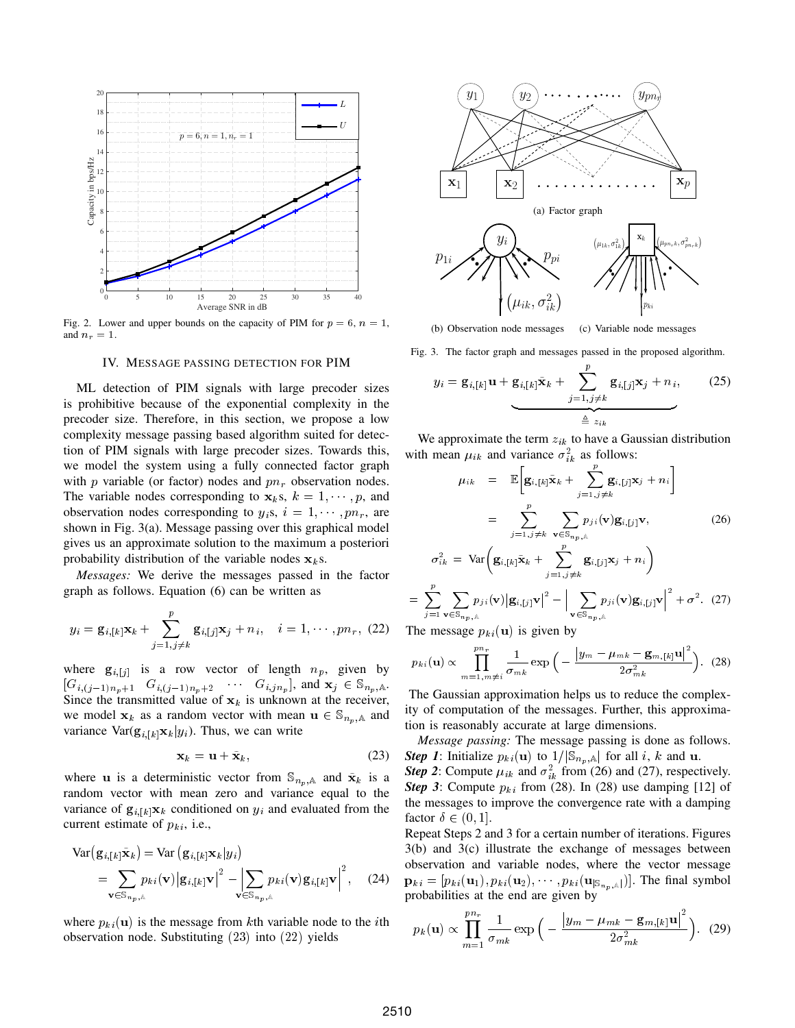Fig. 2. Lower and upper bounds on the capacity of PIM for $p = 6$, $n = 1$, and $n_r = 1$.

## IV. Message Passing Detection for PIM

ML detection of PIM signals with large precoder sizes is prohibitive because of the exponential complexity in the precoder size. Therefore, in this section, we propose a low complexity message passing based algorithm suited for detection of PIM signals with large precoder sizes. Towards this, we model the system using a fully connected factor graph with $p$ variable (or factor) nodes and $pn_r$ observation nodes. The variable nodes corresponding to $\mathbf{x}_k$s, $k = 1, \cdots, p$, and observation nodes corresponding to $y_i$s, $i = 1, \cdots, pn_r$, are shown in Fig. 3(a). Message passing over this graphical model gives us an approximate solution to the maximum a posteriori probability distribution of the variable nodes $\mathbf{x}_k$s.

*Messages:* We derive the messages passed in the factor graph as follows. Equation (6) can be written as

$$y_i = \mathbf{g}_{i,[k]}\mathbf{x}_k + \sum_{j=1, j\neq k}^{p} \mathbf{g}_{i,[j]}\mathbf{x}_j + n_i, \quad i = 1, \cdots, pn_r, \quad (22)$$

where $\mathbf{g}_{i,[j]}$ is a row vector of length $n_p$, given by $[G_{i,(j-1)n_p+1} \quad G_{i,(j-1)n_p+2} \quad \cdots \quad G_{i,jn_p}]$, and $\mathbf{x}_j \in \mathbb{S}_{n_p,\mathbb{A}}$. Since the transmitted value of $\mathbf{x}_k$ is unknown at the receiver, we model $\mathbf{x}_k$ as a random vector with mean $\mathbf{u} \in \mathbb{S}_{n_p,\mathbb{A}}$ and variance $\text{Var}(\mathbf{g}_{i,[k]}\mathbf{x}_k|y_i)$. Thus, we can write

$$\mathbf{x}_k = \mathbf{u} + \bar{\mathbf{x}}_k, \quad (23)$$

where $\mathbf{u}$ is a deterministic vector from $\mathbb{S}_{n_p,\mathbb{A}}$ and $\bar{\mathbf{x}}_k$ is a random vector with mean zero and variance equal to the variance of $\mathbf{g}_{i,[k]}\mathbf{x}_k$ conditioned on $y_i$ and evaluated from the current estimate of $p_{ki}$, i.e.,

$$\begin{aligned}\text{Var}\big(\mathbf{g}_{i,[k]}\bar{\mathbf{x}}_k\big) &= \text{Var}\left(\mathbf{g}_{i,[k]}\mathbf{x}_k|y_i\right) \\ &= \sum_{\mathbf{v}\in\mathbb{S}_{n_p,\mathbb{A}}} p_{ki}(\mathbf{v})\left|\mathbf{g}_{i,[k]}\mathbf{v}\right|^2 - \Big|\sum_{\mathbf{v}\in\mathbb{S}_{n_p,\mathbb{A}}} p_{ki}(\mathbf{v})\mathbf{g}_{i,[k]}\mathbf{v}\Big|^2, \quad (24)\end{aligned}$$

where $p_{ki}(\mathbf{u})$ is the message from $k$th variable node to the $i$th observation node. Substituting (23) into (22) yields

Fig. 3. The factor graph and messages passed in the proposed algorithm. (a) Factor graph (b) Observation node messages (c) Variable node messages

$$y_i = \mathbf{g}_{i,[k]}\mathbf{u} + \underbrace{\mathbf{g}_{i,[k]}\bar{\mathbf{x}}_k + \sum_{j=1,j\neq k}^{p} \mathbf{g}_{i,[j]}\mathbf{x}_j + n_i}_{\triangleq\, z_{ik}}, \quad (25)$$

We approximate the term $z_{ik}$ to have a Gaussian distribution with mean $\mu_{ik}$ and variance $\sigma_{ik}^2$ as follows:

$$\begin{aligned}\mu_{ik} &= \mathbb{E}\Bigg[\mathbf{g}_{i,[k]}\bar{\mathbf{x}}_k + \sum_{j=1,j\neq k}^{p} \mathbf{g}_{i,[j]}\mathbf{x}_j + n_i\Bigg] \\ &= \sum_{j=1,j\neq k}^{p} \sum_{\mathbf{v}\in\mathbb{S}_{n_p,\mathbb{A}}} p_{ji}(\mathbf{v})\mathbf{g}_{i,[j]}\mathbf{v}, \quad (26)\end{aligned}$$

$$\begin{aligned}\sigma_{ik}^2 &= \text{Var}\Bigg(\mathbf{g}_{i,[k]}\bar{\mathbf{x}}_k + \sum_{j=1,j\neq k}^{p} \mathbf{g}_{i,[j]}\mathbf{x}_j + n_i\Bigg) \\ &= \sum_{j=1}^{p} \sum_{\mathbf{v}\in\mathbb{S}_{n_p,\mathbb{A}}} p_{ji}(\mathbf{v})\left|\mathbf{g}_{i,[j]}\mathbf{v}\right|^2 - \Big|\sum_{\mathbf{v}\in\mathbb{S}_{n_p,\mathbb{A}}} p_{ji}(\mathbf{v})\mathbf{g}_{i,[j]}\mathbf{v}\Big|^2 + \sigma^2. \quad (27)\end{aligned}$$

The message $p_{ki}(\mathbf{u})$ is given by

$$p_{ki}(\mathbf{u}) \propto \prod_{m=1,m\neq i}^{pn_r} \frac{1}{\sigma_{mk}} \exp\Big(-\frac{\left|y_m - \mu_{mk} - \mathbf{g}_{m,[k]}\mathbf{u}\right|^2}{2\sigma_{mk}^2}\Big). \quad (28)$$

The Gaussian approximation helps us to reduce the complexity of computation of the messages. Further, this approximation is reasonably accurate at large dimensions.

*Message passing:* The message passing is done as follows.

***Step 1***: Initialize $p_{ki}(\mathbf{u})$ to $1/|\mathbb{S}_{n_p,\mathbb{A}}|$ for all $i$, $k$ and $\mathbf{u}$.

***Step 2***: Compute $\mu_{ik}$ and $\sigma_{ik}^2$ from (26) and (27), respectively.

***Step 3***: Compute $p_{ki}$ from (28). In (28) use damping [12] of the messages to improve the convergence rate with a damping factor $\delta \in (0, 1]$.

Repeat Steps 2 and 3 for a certain number of iterations. Figures 3(b) and 3(c) illustrate the exchange of messages between observation and variable nodes, where the vector message $\mathbf{p}_{ki} = [p_{ki}(\mathbf{u}_1), p_{ki}(\mathbf{u}_2), \cdots, p_{ki}(\mathbf{u}_{|\mathbb{S}_{n_p,\mathbb{A}}|})]$. The final symbol probabilities at the end are given by

$$p_k(\mathbf{u}) \propto \prod_{m=1}^{pn_r} \frac{1}{\sigma_{mk}} \exp\Big(-\frac{\left|y_m - \mu_{mk} - \mathbf{g}_{m,[k]}\mathbf{u}\right|^2}{2\sigma_{mk}^2}\Big). \quad (29)$$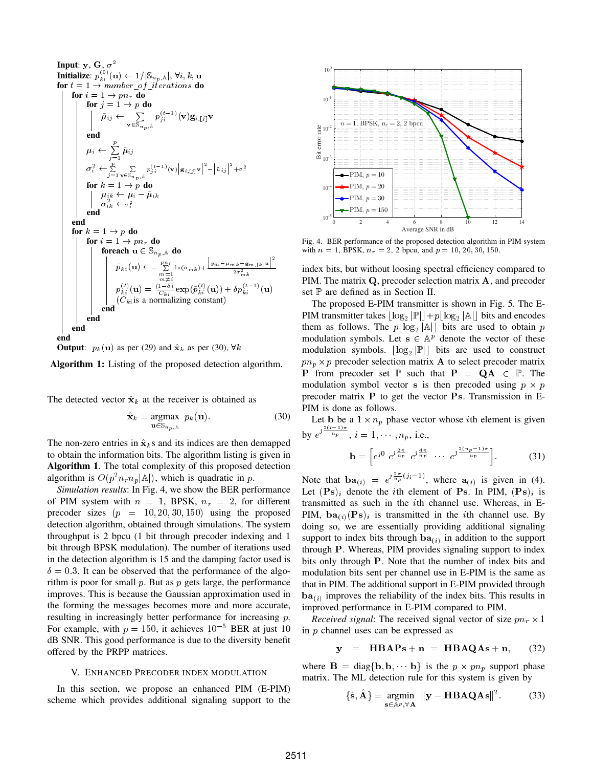**Input**: $\mathbf{y}$, $\mathbf{G}$, $\sigma^2$
**Initialize**: $p_{ki}^{(0)}(\mathbf{u}) \leftarrow 1/|\mathbb{S}_{n_p,\mathbb{A}}|, \forall i,k,\mathbf{u}$
**for** $t = 1 \rightarrow$ *number_of_iterations* **do**
  **for** $i = 1 \rightarrow pn_r$ **do**
    **for** $j = 1 \rightarrow p$ **do**
      $\bar{\mu}_{ij} \leftarrow \sum_{\mathbf{v}\in\mathbb{S}_{n_p,\mathbb{A}}} p_{ji}^{(t-1)}(\mathbf{v})\mathbf{g}_{i,[j]}\mathbf{v}$
    **end**
    $\mu_i \leftarrow \sum_{j=1}^{p} \bar{\mu}_{ij}$
    $\sigma_i^2 \leftarrow \sum_{j=1}^{p}\sum_{\mathbf{v}\in\mathbb{S}_{n_p,\mathbb{A}}} p_{ji}^{(t-1)}(\mathbf{v})\left|\mathbf{g}_{i,[j]}\mathbf{v}\right|^2 - \left|\bar{\mu}_{ij}\right|^2 + \sigma^2$
    **for** $k = 1 \rightarrow p$ **do**
      $\mu_{ik} \leftarrow \mu_i - \bar{\mu}_{ik}$
      $\sigma_{ik}^2 \leftarrow \sigma_i^2$
    **end**
  **end**
  **for** $k = 1 \rightarrow p$ **do**
    **for** $i = 1 \rightarrow pn_r$ **do**
      **foreach** $\mathbf{u} \in \mathbb{S}_{n_p,\mathbb{A}}$ **do**
        $\tilde{p}_{ki}(\mathbf{u}) \leftarrow -\sum_{m=1, m\neq i}^{pn_r} \ln(\sigma_{mk}) + \frac{\left|y_m - \mu_{mk} - \mathbf{g}_{m,[k]}\mathbf{u}\right|^2}{2\sigma_{mk}^2}$
        $p_{ki}^{(t)}(\mathbf{u}) = \frac{(1-\delta)}{C_{ki}}\exp(\tilde{p}_{ki}^{(t)}(\mathbf{u})) + \delta p_{ki}^{(t-1)}(\mathbf{u})$
        ($C_{ki}$is a normalizing constant)
      **end**
    **end**
  **end**
**end**
**Output**: $p_k(\mathbf{u})$ as per (29) and $\hat{\mathbf{x}}_k$ as per (30), $\forall k$

**Algorithm 1:** Listing of the proposed detection algorithm.

The detected vector $\hat{\mathbf{x}}_k$ at the receiver is obtained as

$$\hat{\mathbf{x}}_k = \underset{\mathbf{u}\in\mathbb{S}_{n_p,\mathbb{A}}}{\operatorname{argmax}} \ p_k(\mathbf{u}). \tag{30}$$

The non-zero entries in $\hat{\mathbf{x}}_k$s and its indices are then demapped to obtain the information bits. The algorithm listing is given in **Algorithm 1**. The total complexity of this proposed detection algorithm is $O(p^2 n_r n_p|\mathbb{A}|)$, which is quadratic in $p$.

*Simulation results*: In Fig. 4, we show the BER performance of PIM system with $n = 1$, BPSK, $n_r = 2$, for different precoder sizes ($p = 10, 20, 30, 150$) using the proposed detection algorithm, obtained through simulations. The system throughput is 2 bpcu (1 bit through precoder indexing and 1 bit through BPSK modulation). The number of iterations used in the detection algorithm is 15 and the damping factor used is $\delta = 0.3$. It can be observed that the performance of the algorithm is poor for small $p$. But as $p$ gets large, the performance improves. This is because the Gaussian approximation used in the forming the messages becomes more and more accurate, resulting in increasingly better performance for increasing $p$. For example, with $p = 150$, it achieves $10^{-5}$ BER at just 10 dB SNR. This good performance is due to the diversity benefit offered by the PRPP matrices.

Fig. 4. BER performance of the proposed detection algorithm in PIM system with $n = 1$, BPSK, $n_r = 2$, 2 bpcu, and $p = 10, 20, 30, 150$.

## V. Enhanced Precoder Index Modulation

In this section, we propose an enhanced PIM (E-PIM) scheme which provides additional signaling support to the index bits, but without loosing spectral efficiency compared to PIM. The matrix $\mathbf{Q}$, precoder selection matrix $\mathbf{A}$, and precoder set $\mathbb{P}$ are defined as in Section II.

The proposed E-PIM transmitter is shown in Fig. 5. The E-PIM transmitter takes $\lfloor\log_2|\mathbb{P}|\rfloor + p\lfloor\log_2|\mathbb{A}|\rfloor$ bits and encodes them as follows. The $p\lfloor\log_2|\mathbb{A}|\rfloor$ bits are used to obtain $p$ modulation symbols. Let $\mathbf{s} \in \mathbb{A}^p$ denote the vector of these modulation symbols. $\lfloor\log_2|\mathbb{P}|\rfloor$ bits are used to construct $pn_p \times p$ precoder selection matrix $\mathbf{A}$ to select precoder matrix $\mathbf{P}$ from precoder set $\mathbb{P}$ such that $\mathbf{P} = \mathbf{QA} \in \mathbb{P}$. The modulation symbol vector $\mathbf{s}$ is then precoded using $p \times p$ precoder matrix $\mathbf{P}$ to get the vector $\mathbf{Ps}$. Transmission in E-PIM is done as follows.

Let $\mathbf{b}$ be a $1 \times n_p$ phase vector whose $i$th element is given by $e^{\jmath\frac{2(i-1)\pi}{n_p}}$, $i = 1, \cdots, n_p$, i.e.,

$$\mathbf{b} = \left[e^{\jmath 0} \ e^{\jmath\frac{2\pi}{n_p}} \ e^{\jmath\frac{4\pi}{n_p}} \ \cdots \ e^{\jmath\frac{2(n_p-1)\pi}{n_p}}\right]. \tag{31}$$

Note that $\mathbf{b}\mathbf{a}_{(i)} = e^{\jmath\frac{2\pi}{n_p}(j_i-1)}$, where $\mathbf{a}_{(i)}$ is given in (4). Let $(\mathbf{Ps})_i$ denote the $i$th element of $\mathbf{Ps}$. In PIM, $(\mathbf{Ps})_i$ is transmitted as such in the $i$th channel use. Whereas, in E-PIM, $\mathbf{b}\mathbf{a}_{(i)}(\mathbf{Ps})_i$ is transmitted in the $i$th channel use. By doing so, we are essentially providing additional signaling support to index bits through $\mathbf{b}\mathbf{a}_{(i)}$ in addition to the support through $\mathbf{P}$. Whereas, PIM provides signaling support to index bits only through $\mathbf{P}$. Note that the number of index bits and modulation bits sent per channel use in E-PIM is the same as that in PIM. The additional support in E-PIM provided through $\mathbf{b}\mathbf{a}_{(i)}$ improves the reliability of the index bits. This results in improved performance in E-PIM compared to PIM.

*Received signal*: The received signal vector of size $pn_r \times 1$ in $p$ channel uses can be expressed as

$$\mathbf{y} \ = \ \mathbf{HBAPs} + \mathbf{n} \ = \ \mathbf{HBAQAs} + \mathbf{n}, \tag{32}$$

where $\mathbf{B} = \operatorname{diag}\{\mathbf{b}, \mathbf{b}, \cdots \mathbf{b}\}$ is the $p \times pn_p$ support phase matrix. The ML detection rule for this system is given by

$$\{\hat{\mathbf{s}}, \hat{\mathbf{A}}\} = \underset{\mathbf{s}\in\mathbb{A}^p, \forall\mathbf{A}}{\operatorname{argmin}} \ \|\mathbf{y} - \mathbf{HBAQAs}\|^2. \tag{33}$$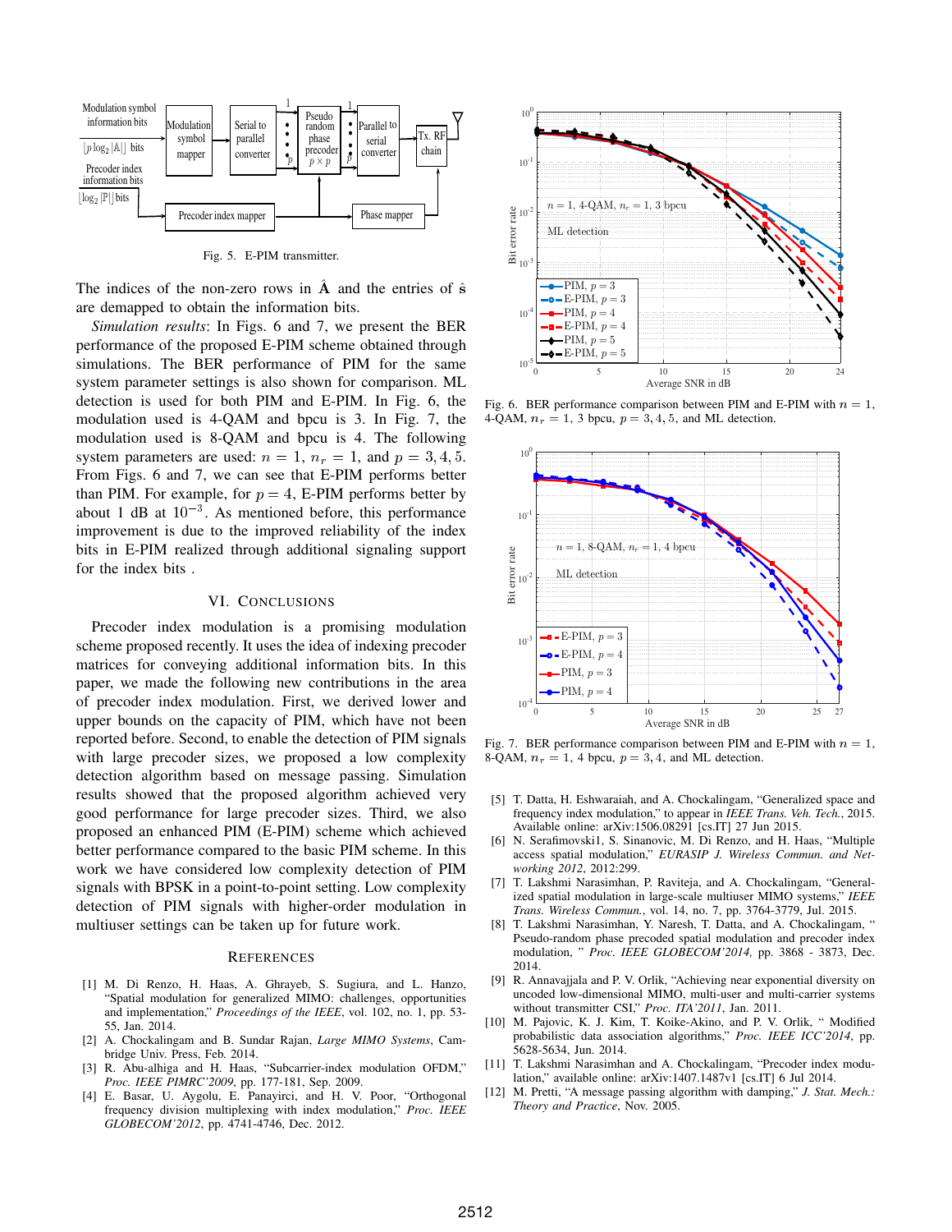Modulation symbol information bits

$\lfloor p \log_2 |\mathbb{A}| \rfloor$ bits

Precoder index information bits

$\lfloor \log_2 |\mathbb{P}| \rfloor$ bits

Modulation symbol mapper

Serial to parallel converter

Pseudo random phase precoder $p \times p$

Parallel to serial converter

Tx. RF chain

Precoder index mapper

Phase mapper

Fig. 5. E-PIM transmitter.

The indices of the non-zero rows in $\hat{\mathbf{A}}$ and the entries of $\hat{\mathbf{s}}$ are demapped to obtain the information bits.

*Simulation results*: In Figs. 6 and 7, we present the BER performance of the proposed E-PIM scheme obtained through simulations. The BER performance of PIM for the same system parameter settings is also shown for comparison. ML detection is used for both PIM and E-PIM. In Fig. 6, the modulation used is 4-QAM and bpcu is 3. In Fig. 7, the modulation used is 8-QAM and bpcu is 4. The following system parameters are used: $n = 1$, $n_r = 1$, and $p = 3, 4, 5$. From Figs. 6 and 7, we can see that E-PIM performs better than PIM. For example, for $p = 4$, E-PIM performs better by about 1 dB at $10^{-3}$. As mentioned before, this performance improvement is due to the improved reliability of the index bits in E-PIM realized through additional signaling support for the index bits .

## VI. Conclusions

Precoder index modulation is a promising modulation scheme proposed recently. It uses the idea of indexing precoder matrices for conveying additional information bits. In this paper, we made the following new contributions in the area of precoder index modulation. First, we derived lower and upper bounds on the capacity of PIM, which have not been reported before. Second, to enable the detection of PIM signals with large precoder sizes, we proposed a low complexity detection algorithm based on message passing. Simulation results showed that the proposed algorithm achieved very good performance for large precoder sizes. Third, we also proposed an enhanced PIM (E-PIM) scheme which achieved better performance compared to the basic PIM scheme. In this work we have considered low complexity detection of PIM signals with BPSK in a point-to-point setting. Low complexity detection of PIM signals with higher-order modulation in multiuser settings can be taken up for future work.

$n = 1$, 4-QAM, $n_r = 1$, 3 bpcu

ML detection

PIM, $p = 3$

E-PIM, $p = 3$

PIM, $p = 4$

E-PIM, $p = 4$

PIM, $p = 5$

E-PIM, $p = 5$

Bit error rate

Average SNR in dB

$10^0$ $10^{-1}$ $10^{-2}$ $10^{-3}$ $10^{-4}$ $10^{-5}$

0 5 10 15 20 24

Fig. 6. BER performance comparison between PIM and E-PIM with $n = 1$, 4-QAM, $n_r = 1$, 3 bpcu, $p = 3, 4, 5$, and ML detection.

$n = 1$, 8-QAM, $n_r = 1$, 4 bpcu

ML detection

E-PIM, $p = 3$

E-PIM, $p = 4$

PIM, $p = 3$

PIM, $p = 4$

Bit error rate

Average SNR in dB

$10^0$ $10^{-1}$ $10^{-2}$ $10^{-3}$ $10^{-4}$

0 5 10 15 20 25 27

Fig. 7. BER performance comparison between PIM and E-PIM with $n = 1$, 8-QAM, $n_r = 1$, 4 bpcu, $p = 3, 4$, and ML detection.

## References

[1] M. Di Renzo, H. Haas, A. Ghrayeb, S. Sugiura, and L. Hanzo, "Spatial modulation for generalized MIMO: challenges, opportunities and implementation," *Proceedings of the IEEE*, vol. 102, no. 1, pp. 53-55, Jan. 2014.

[2] A. Chockalingam and B. Sundar Rajan, *Large MIMO Systems*, Cambridge Univ. Press, Feb. 2014.

[3] R. Abu-alhiga and H. Haas, "Subcarrier-index modulation OFDM," *Proc. IEEE PIMRC'2009*, pp. 177-181, Sep. 2009.

[4] E. Basar, U. Aygolu, E. Panayirci, and H. V. Poor, "Orthogonal frequency division multiplexing with index modulation," *Proc. IEEE GLOBECOM'2012*, pp. 4741-4746, Dec. 2012.

[5] T. Datta, H. Eshwaraiah, and A. Chockalingam, "Generalized space and frequency index modulation," to appear in *IEEE Trans. Veh. Tech.*, 2015. Available online: arXiv:1506.08291 [cs.IT] 27 Jun 2015.

[6] N. Serafimovski1, S. Sinanovic, M. Di Renzo, and H. Haas, "Multiple access spatial modulation," *EURASIP J. Wireless Commun. and Networking 2012*, 2012:299.

[7] T. Lakshmi Narasimhan, P. Raviteja, and A. Chockalingam, "Generalized spatial modulation in large-scale multiuser MIMO systems," *IEEE Trans. Wireless Commun.*, vol. 14, no. 7, pp. 3764-3779, Jul. 2015.

[8] T. Lakshmi Narasimhan, Y. Naresh, T. Datta, and A. Chockalingam, " Pseudo-random phase precoded spatial modulation and precoder index modulation, " *Proc. IEEE GLOBECOM'2014,* pp. 3868 - 3873, Dec. 2014.

[9] R. Annavajjala and P. V. Orlik, "Achieving near exponential diversity on uncoded low-dimensional MIMO, multi-user and multi-carrier systems without transmitter CSI," *Proc. ITA'2011*, Jan. 2011.

[10] M. Pajovic, K. J. Kim, T. Koike-Akino, and P. V. Orlik, " Modified probabilistic data association algorithms," *Proc. IEEE ICC'2014*, pp. 5628-5634, Jun. 2014.

[11] T. Lakshmi Narasimhan and A. Chockalingam, "Precoder index modulation," available online: arXiv:1407.1487v1 [cs.IT] 6 Jul 2014.

[12] M. Pretti, "A message passing algorithm with damping," *J. Stat. Mech.: Theory and Practice*, Nov. 2005.